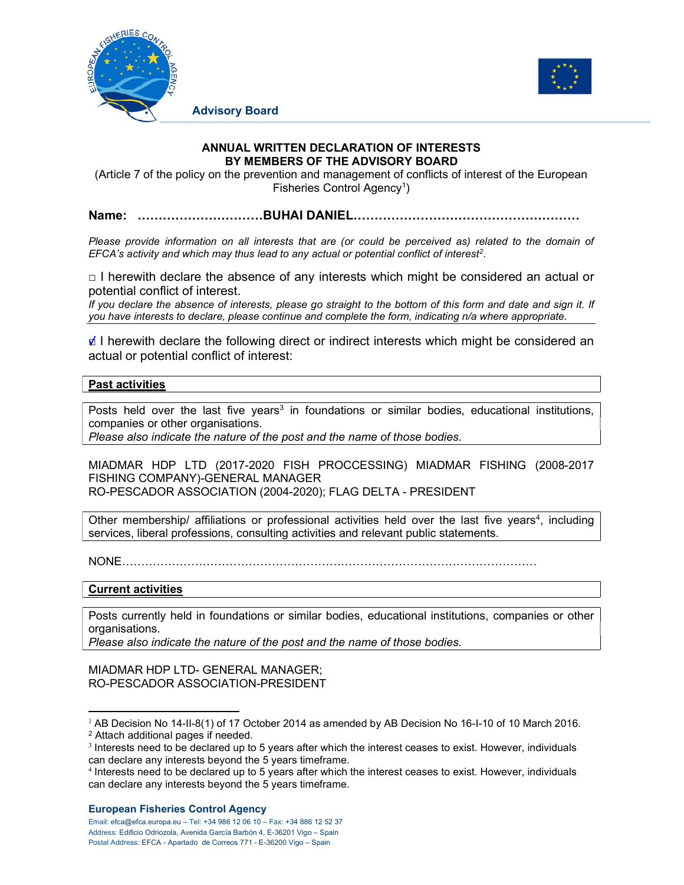Advisory Board

# ANNUAL WRITTEN DECLARATION OF INTERESTS BY MEMBERS OF THE ADVISORY BOARD

(Article 7 of the policy on the prevention and management of conflicts of interest of the European Fisheries Control Agency[1])

**Name: ………………………BUHAI DANIEL……………………………………………**

*Please provide information on all interests that are (or could be perceived as) related to the domain of EFCA's activity and which may thus lead to any actual or potential conflict of interest[2].*

□ I herewith declare the absence of any interests which might be considered an actual or potential conflict of interest.

*If you declare the absence of interests, please go straight to the bottom of this form and date and sign it. If you have interests to declare, please continue and complete the form, indicating n/a where appropriate.*

☑ I herewith declare the following direct or indirect interests which might be considered an actual or potential conflict of interest:

## Past activities

Posts held over the last five years[3] in foundations or similar bodies, educational institutions, companies or other organisations.
*Please also indicate the nature of the post and the name of those bodies.*

MIADMAR HDP LTD (2017-2020 FISH PROCCESSING) MIADMAR FISHING (2008-2017 FISHING COMPANY)-GENERAL MANAGER
RO-PESCADOR ASSOCIATION (2004-2020); FLAG DELTA - PRESIDENT

Other membership/ affiliations or professional activities held over the last five years[4], including services, liberal professions, consulting activities and relevant public statements.

NONE………………………………………………………………………………………………

## Current activities

Posts currently held in foundations or similar bodies, educational institutions, companies or other organisations.
*Please also indicate the nature of the post and the name of those bodies.*

MIADMAR HDP LTD- GENERAL MANAGER;
RO-PESCADOR ASSOCIATION-PRESIDENT

---

[1] AB Decision No 14-II-8(1) of 17 October 2014 as amended by AB Decision No 16-I-10 of 10 March 2016.
[2] Attach additional pages if needed.
[3] Interests need to be declared up to 5 years after which the interest ceases to exist. However, individuals can declare any interests beyond the 5 years timeframe.
[4] Interests need to be declared up to 5 years after which the interest ceases to exist. However, individuals can declare any interests beyond the 5 years timeframe.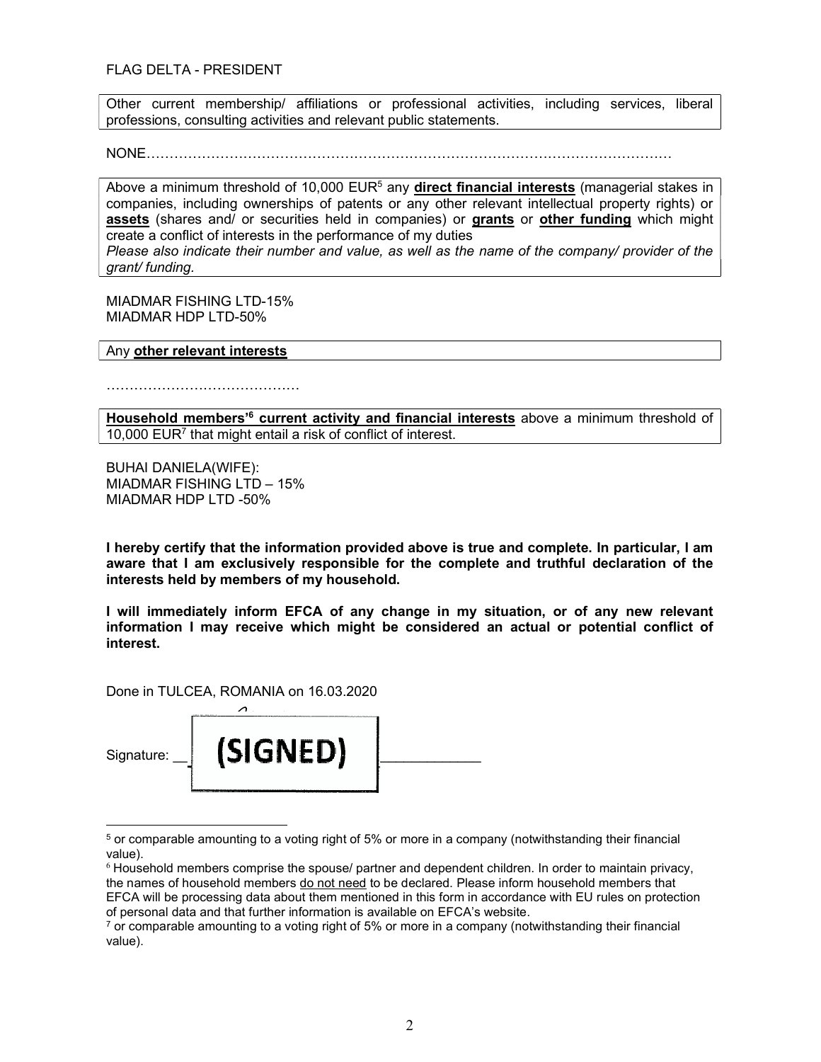FLAG DELTA - PRESIDENT

Other current membership/ affiliations or professional activities, including services, liberal professions, consulting activities and relevant public statements.

NONE…………………………………………………………………………………………………

Above a minimum threshold of 10,000 EUR[5] any **direct financial interests** (managerial stakes in companies, including ownerships of patents or any other relevant intellectual property rights) or **assets** (shares and/ or securities held in companies) or **grants** or **other funding** which might create a conflict of interests in the performance of my duties
*Please also indicate their number and value, as well as the name of the company/ provider of the grant/ funding.*

MIADMAR FISHING LTD-15%
MIADMAR HDP LTD-50%

Any **other relevant interests**

……………………………………

**Household members'[6] current activity and financial interests** above a minimum threshold of 10,000 EUR[7] that might entail a risk of conflict of interest.

BUHAI DANIELA(WIFE):
MIADMAR FISHING LTD – 15%
MIADMAR HDP LTD -50%

**I hereby certify that the information provided above is true and complete. In particular, I am aware that I am exclusively responsible for the complete and truthful declaration of the interests held by members of my household.**

**I will immediately inform EFCA of any change in my situation, or of any new relevant information I may receive which might be considered an actual or potential conflict of interest.**

Done in TULCEA, ROMANIA on 16.03.2020

Signature: (SIGNED)

[5] or comparable amounting to a voting right of 5% or more in a company (notwithstanding their financial value).

[6] Household members comprise the spouse/ partner and dependent children. In order to maintain privacy, the names of household members do not need to be declared. Please inform household members that EFCA will be processing data about them mentioned in this form in accordance with EU rules on protection of personal data and that further information is available on EFCA's website.

[7] or comparable amounting to a voting right of 5% or more in a company (notwithstanding their financial value).